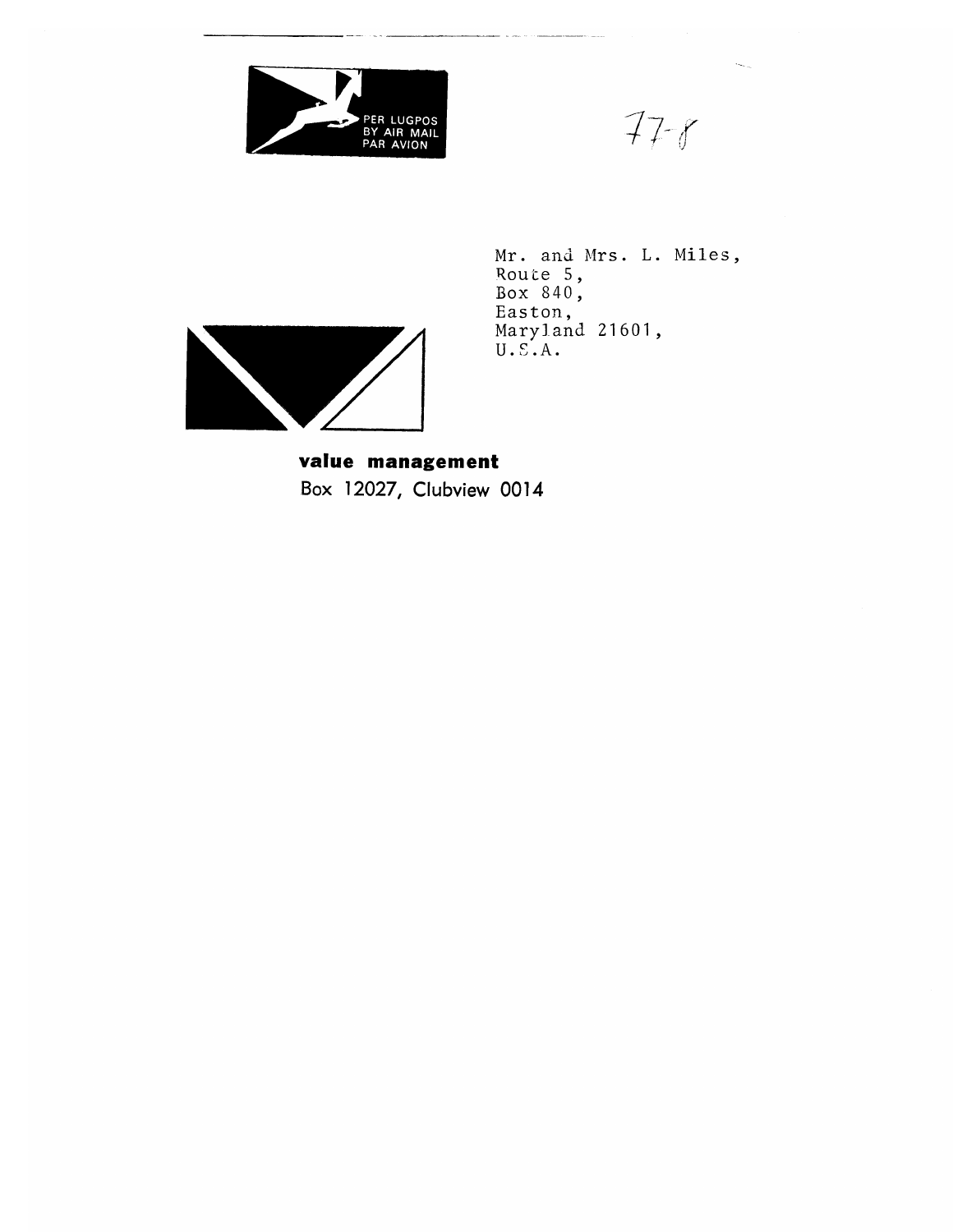PER LUGPOS
BY AIR MAIL
PAR AVION

77-8

Mr. and Mrs. L. Miles,
Route 5,
Box 840,
Easton,
Maryland 21601,
U.S.A.

**value management**
Box 12027, Clubview 0014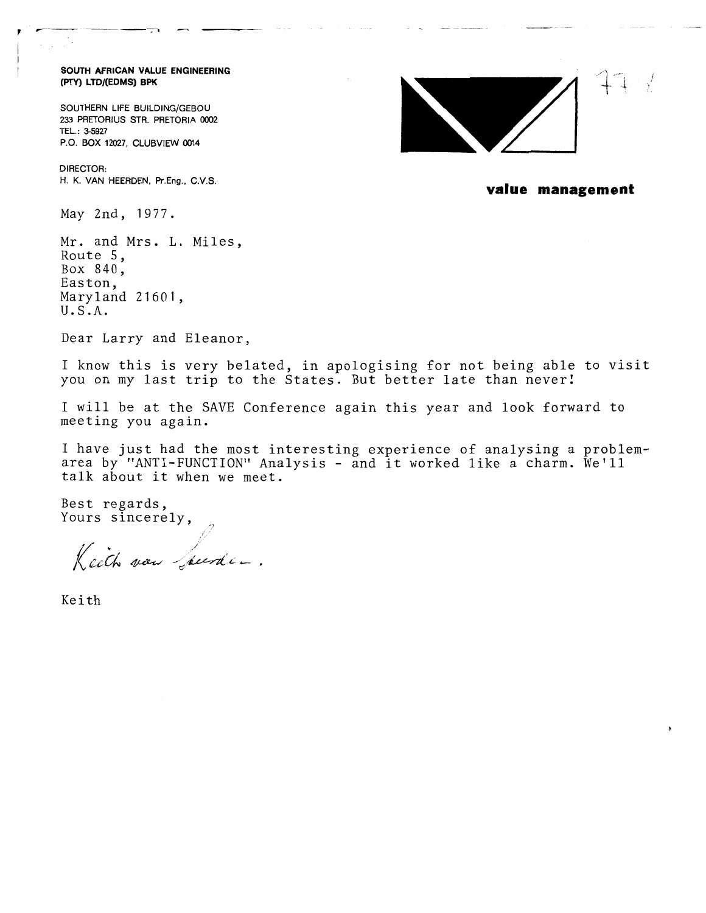**SOUTH AFRICAN VALUE ENGINEERING (PTY) LTD/(EDMS) BPK**

SOUTHERN LIFE BUILDING/GEBOU
233 PRETORIUS STR. PRETORIA 0002
TEL.: 3-5927
P.O. BOX 12027, CLUBVIEW 0014

DIRECTOR:
H. K. VAN HEERDEN, Pr.Eng., C.V.S.

**value management**

77

May 2nd, 1977.

Mr. and Mrs. L. Miles,
Route 5,
Box 840,
Easton,
Maryland 21601,
U.S.A.

Dear Larry and Eleanor,

I know this is very belated, in apologising for not being able to visit you on my last trip to the States. But better late than never!

I will be at the SAVE Conference again this year and look forward to meeting you again.

I have just had the most interesting experience of analysing a problem-area by "ANTI-FUNCTION" Analysis - and it worked like a charm. We'll talk about it when we meet.

Best regards,
Yours sincerely,

*Keith van Heerden.*

Keith